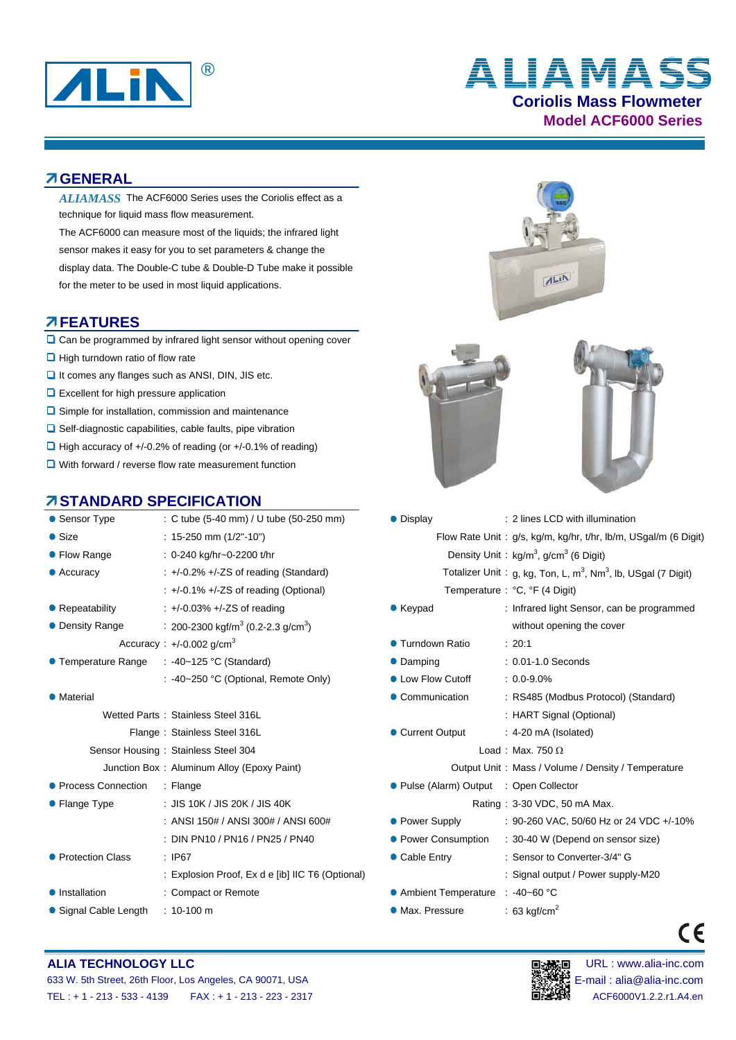# ALIAMASS

## Coriolis Mass Flowmeter

### Model ACF6000 Series

## GENERAL

*ALIAMASS* The ACF6000 Series uses the Coriolis effect as a technique for liquid mass flow measurement.

The ACF6000 can measure most of the liquids; the infrared light sensor makes it easy for you to set parameters & change the display data. The Double-C tube & Double-D Tube make it possible for the meter to be used in most liquid applications.

## FEATURES

- Can be programmed by infrared light sensor without opening cover
- High turndown ratio of flow rate
- It comes any flanges such as ANSI, DIN, JIS etc.
- Excellent for high pressure application
- Simple for installation, commission and maintenance
- Self-diagnostic capabilities, cable faults, pipe vibration
- High accuracy of +/-0.2% of reading (or +/-0.1% of reading)
- With forward / reverse flow rate measurement function

## STANDARD SPECIFICATION

| Item | Specification |
|---|---|
| ● Sensor Type | : C tube (5-40 mm) / U tube (50-250 mm) |
| ● Size | : 15-250 mm (1/2"-10") |
| ● Flow Range | : 0-240 kg/hr~0-2200 t/hr |
| ● Accuracy | : +/-0.2% +/-ZS of reading (Standard) |
| | : +/-0.1% +/-ZS of reading (Optional) |
| ● Repeatability | : +/-0.03% +/-ZS of reading |
| ● Density Range | : 200-2300 kgf/m$^3$ (0.2-2.3 g/cm$^3$) |
| Accuracy | : +/-0.002 g/cm$^3$ |
| ● Temperature Range | : -40~125 °C (Standard) |
| | : -40~250 °C (Optional, Remote Only) |
| ● Material | |
| Wetted Parts | : Stainless Steel 316L |
| Flange | : Stainless Steel 316L |
| Sensor Housing | : Stainless Steel 304 |
| Junction Box | : Aluminum Alloy (Epoxy Paint) |
| ● Process Connection | : Flange |
| ● Flange Type | : JIS 10K / JIS 20K / JIS 40K |
| | : ANSI 150# / ANSI 300# / ANSI 600# |
| | : DIN PN10 / PN16 / PN25 / PN40 |
| ● Protection Class | : IP67 |
| | : Explosion Proof, Ex d e [ib] IIC T6 (Optional) |
| ● Installation | : Compact or Remote |
| ● Signal Cable Length | : 10-100 m |

| Item | Specification |
|---|---|
| ● Display | : 2 lines LCD with illumination |
| Flow Rate Unit | : g/s, kg/m, kg/hr, t/hr, lb/m, USgal/m (6 Digit) |
| Density Unit | : kg/m$^3$, g/cm$^3$ (6 Digit) |
| Totalizer Unit | : g, kg, Ton, L, m$^3$, Nm$^3$, lb, USgal (7 Digit) |
| Temperature | : °C, °F (4 Digit) |
| ● Keypad | : Infrared light Sensor, can be programmed without opening the cover |
| ● Turndown Ratio | : 20:1 |
| ● Damping | : 0.01-1.0 Seconds |
| ● Low Flow Cutoff | : 0.0-9.0% |
| ● Communication | : RS485 (Modbus Protocol) (Standard) |
| | : HART Signal (Optional) |
| ● Current Output | : 4-20 mA (Isolated) |
| Load | : Max. 750 Ω |
| Output Unit | : Mass / Volume / Density / Temperature |
| ● Pulse (Alarm) Output | : Open Collector |
| Rating | : 3-30 VDC, 50 mA Max. |
| ● Power Supply | : 90-260 VAC, 50/60 Hz or 24 VDC +/-10% |
| ● Power Consumption | : 30-40 W (Depend on sensor size) |
| ● Cable Entry | : Sensor to Converter-3/4" G |
| | : Signal output / Power supply-M20 |
| ● Ambient Temperature | : -40~60 °C |
| ● Max. Pressure | : 63 kgf/cm$^2$ |

**ALIA TECHNOLOGY LLC**
633 W. 5th Street, 26th Floor, Los Angeles, CA 90071, USA
TEL : + 1 - 213 - 533 - 4139 FAX : + 1 - 213 - 223 - 2317

URL : www.alia-inc.com
E-mail : alia@alia-inc.com
ACF6000V1.2.2.r1.A4.en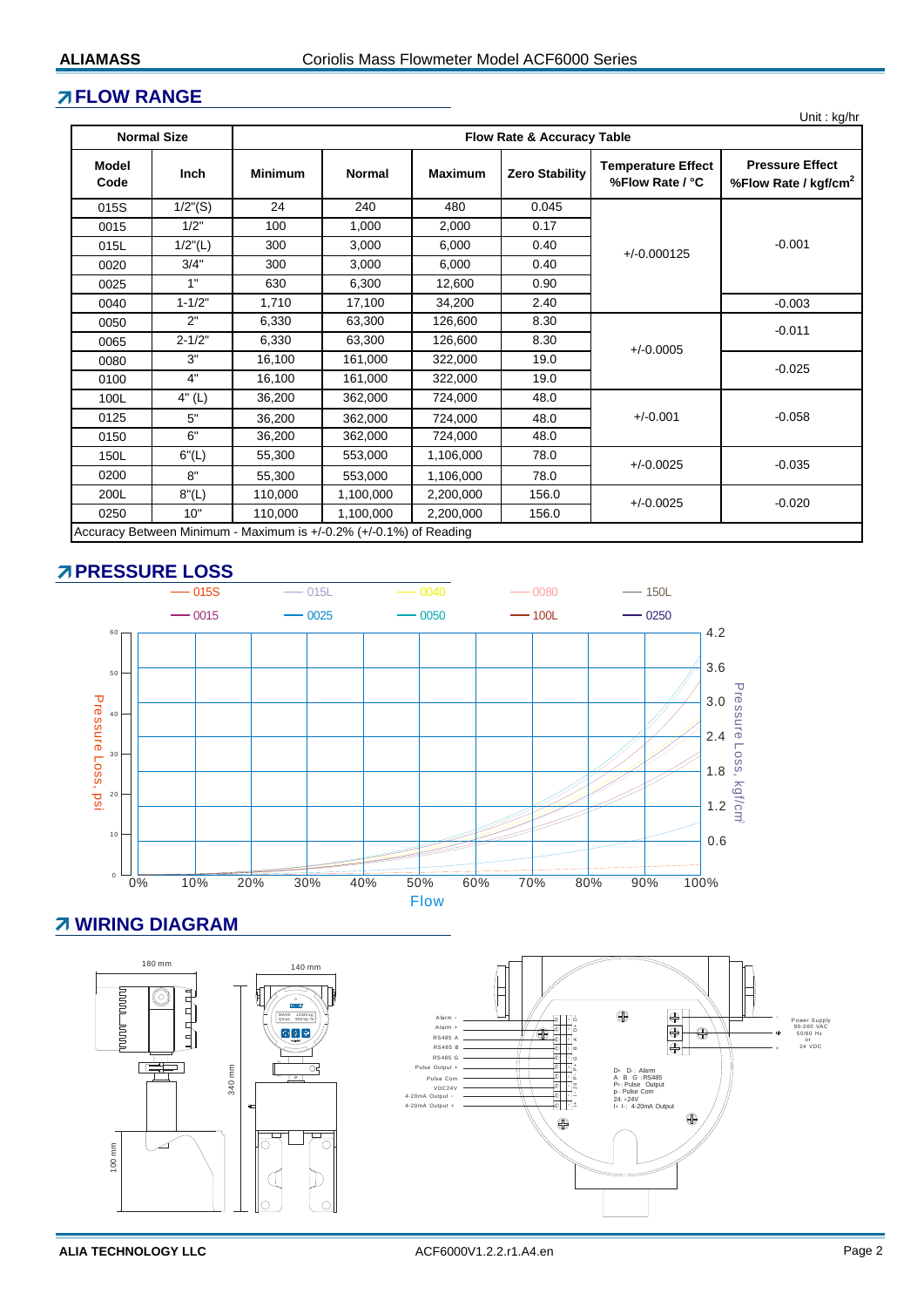## FLOW RANGE

Unit : kg/hr

| Normal Size | | Flow Rate & Accuracy Table | | | | | |
|---|---|---|---|---|---|---|---|
| Model Code | Inch | Minimum | Normal | Maximum | Zero Stability | Temperature Effect %Flow Rate / °C | Pressure Effect %Flow Rate / kgf/cm$^2$ |
| 015S | 1/2"(S) | 24 | 240 | 480 | 0.045 | +/-0.000125 | -0.001 |
| 0015 | 1/2" | 100 | 1,000 | 2,000 | 0.17 | | |
| 015L | 1/2"(L) | 300 | 3,000 | 6,000 | 0.40 | | |
| 0020 | 3/4" | 300 | 3,000 | 6,000 | 0.40 | | |
| 0025 | 1" | 630 | 6,300 | 12,600 | 0.90 | | |
| 0040 | 1-1/2" | 1,710 | 17,100 | 34,200 | 2.40 | | -0.003 |
| 0050 | 2" | 6,330 | 63,300 | 126,600 | 8.30 | +/-0.0005 | -0.011 |
| 0065 | 2-1/2" | 6,330 | 63,300 | 126,600 | 8.30 | | |
| 0080 | 3" | 16,100 | 161,000 | 322,000 | 19.0 | | -0.025 |
| 0100 | 4" | 16,100 | 161,000 | 322,000 | 19.0 | | |
| 100L | 4" (L) | 36,200 | 362,000 | 724,000 | 48.0 | +/-0.001 | -0.058 |
| 0125 | 5" | 36,200 | 362,000 | 724,000 | 48.0 | | |
| 0150 | 6" | 36,200 | 362,000 | 724,000 | 48.0 | | |
| 150L | 6"(L) | 55,300 | 553,000 | 1,106,000 | 78.0 | +/-0.0025 | -0.035 |
| 0200 | 8" | 55,300 | 553,000 | 1,106,000 | 78.0 | | |
| 200L | 8"(L) | 110,000 | 1,100,000 | 2,200,000 | 156.0 | +/-0.0025 | -0.020 |
| 0250 | 10" | 110,000 | 1,100,000 | 2,200,000 | 156.0 | | |

Accuracy Between Minimum - Maximum is +/-0.2% (+/-0.1%) of Reading

## PRESSURE LOSS

## WIRING DIAGRAM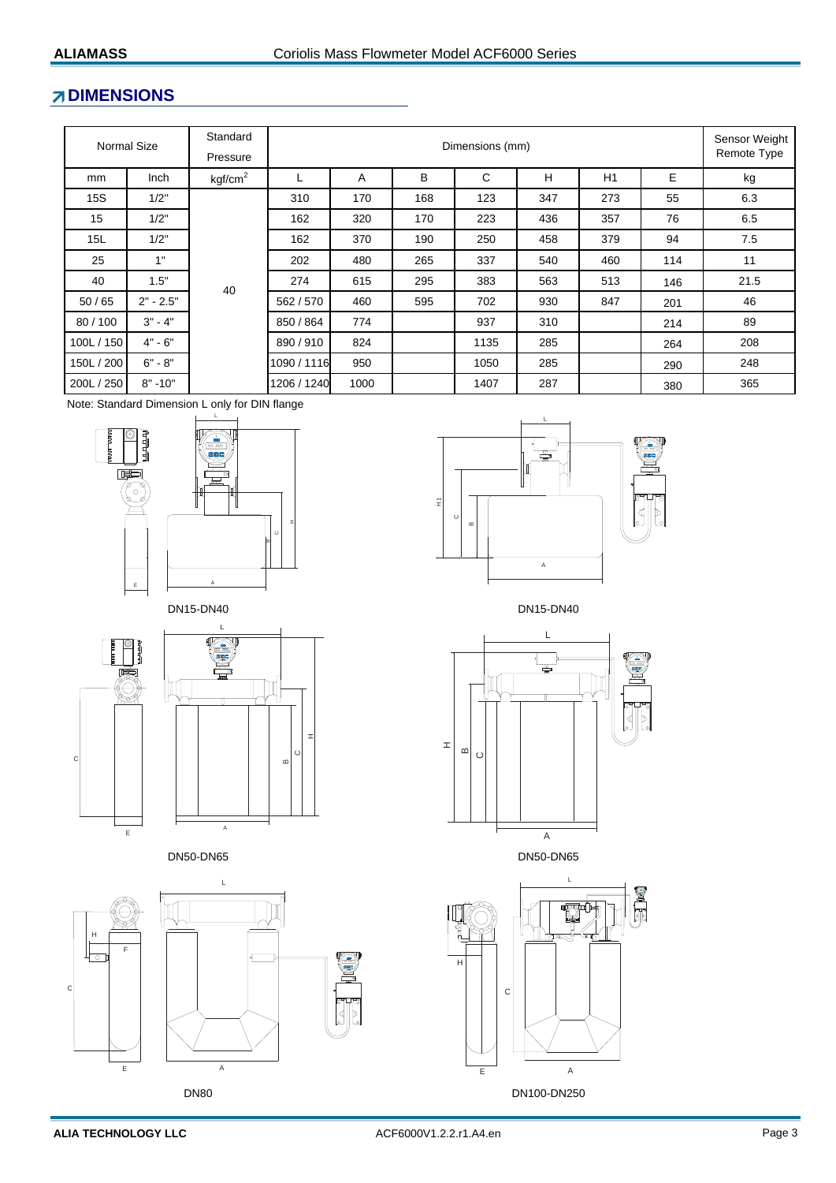## DIMENSIONS

| Normal Size | | Standard Pressure | Dimensions (mm) | | | | | | | Sensor Weight Remote Type |
|---|---|---|---|---|---|---|---|---|---|---|
| mm | Inch | kgf/cm$^2$ | L | A | B | C | H | H1 | E | kg |
| 15S | 1/2" | 40 | 310 | 170 | 168 | 123 | 347 | 273 | 55 | 6.3 |
| 15 | 1/2" | | 162 | 320 | 170 | 223 | 436 | 357 | 76 | 6.5 |
| 15L | 1/2" | | 162 | 370 | 190 | 250 | 458 | 379 | 94 | 7.5 |
| 25 | 1" | | 202 | 480 | 265 | 337 | 540 | 460 | 114 | 11 |
| 40 | 1.5" | | 274 | 615 | 295 | 383 | 563 | 513 | 146 | 21.5 |
| 50 / 65 | 2" - 2.5" | | 562 / 570 | 460 | 595 | 702 | 930 | 847 | 201 | 46 |
| 80 / 100 | 3" - 4" | | 850 / 864 | 774 | | 937 | 310 | | 214 | 89 |
| 100L / 150 | 4" - 6" | | 890 / 910 | 824 | | 1135 | 285 | | 264 | 208 |
| 150L / 200 | 6" - 8" | | 1090 / 1116 | 950 | | 1050 | 285 | | 290 | 248 |
| 200L / 250 | 8" -10" | | 1206 / 1240 | 1000 | | 1407 | 287 | | 380 | 365 |

Note: Standard Dimension L only for DIN flange

DN15-DN40

DN15-DN40

DN50-DN65

DN50-DN65

DN80

DN100-DN250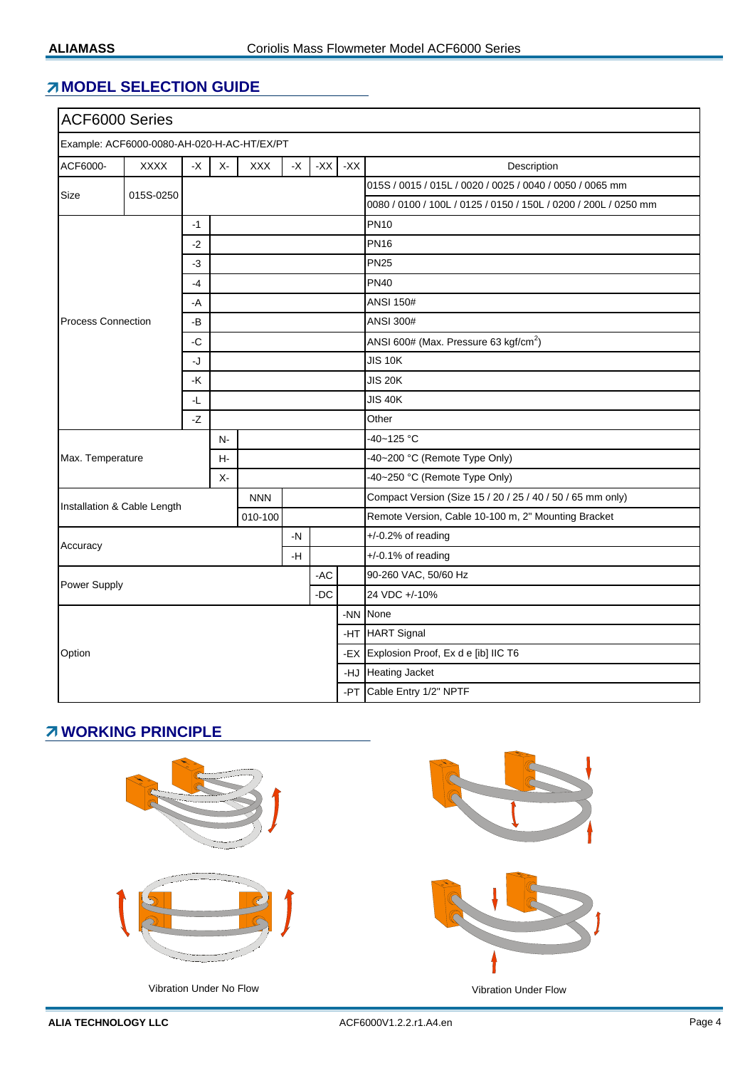## MODEL SELECTION GUIDE

| ACF6000 Series | | | | | | | | | |
|---|---|---|---|---|---|---|---|---|---|
| Example: ACF6000-0080-AH-020-H-AC-HT/EX/PT | | | | | | | | | |
| ACF6000- | XXXX | -X | X- | XXX | -X | -XX | -XX | Description |
| Size | 015S-0250 | | | | | | | 015S / 0015 / 015L / 0020 / 0025 / 0040 / 0050 / 0065 mm |
| | | | | | | | | 0080 / 0100 / 100L / 0125 / 0150 / 150L / 0200 / 200L / 0250 mm |
| Process Connection | | -1 | | | | | | PN10 |
| | | -2 | | | | | | PN16 |
| | | -3 | | | | | | PN25 |
| | | -4 | | | | | | PN40 |
| | | -A | | | | | | ANSI 150# |
| | | -B | | | | | | ANSI 300# |
| | | -C | | | | | | ANSI 600# (Max. Pressure 63 kgf/cm$^2$) |
| | | -J | | | | | | JIS 10K |
| | | -K | | | | | | JIS 20K |
| | | -L | | | | | | JIS 40K |
| | | -Z | | | | | | Other |
| Max. Temperature | | | N- | | | | | -40~125 °C |
| | | | H- | | | | | -40~200 °C (Remote Type Only) |
| | | | X- | | | | | -40~250 °C (Remote Type Only) |
| Installation & Cable Length | | | | NNN | | | | Compact Version (Size 15 / 20 / 25 / 40 / 50 / 65 mm only) |
| | | | | 010-100 | | | | Remote Version, Cable 10-100 m, 2" Mounting Bracket |
| Accuracy | | | | | -N | | | +/-0.2% of reading |
| | | | | | -H | | | +/-0.1% of reading |
| Power Supply | | | | | | -AC | | 90-260 VAC, 50/60 Hz |
| | | | | | | -DC | | 24 VDC +/-10% |
| Option | | | | | | | -NN | None |
| | | | | | | | -HT | HART Signal |
| | | | | | | | -EX | Explosion Proof, Ex d e [ib] IIC T6 |
| | | | | | | | -HJ | Heating Jacket |
| | | | | | | | -PT | Cable Entry 1/2" NPTF |

## WORKING PRINCIPLE

Vibration Under No Flow

Vibration Under Flow